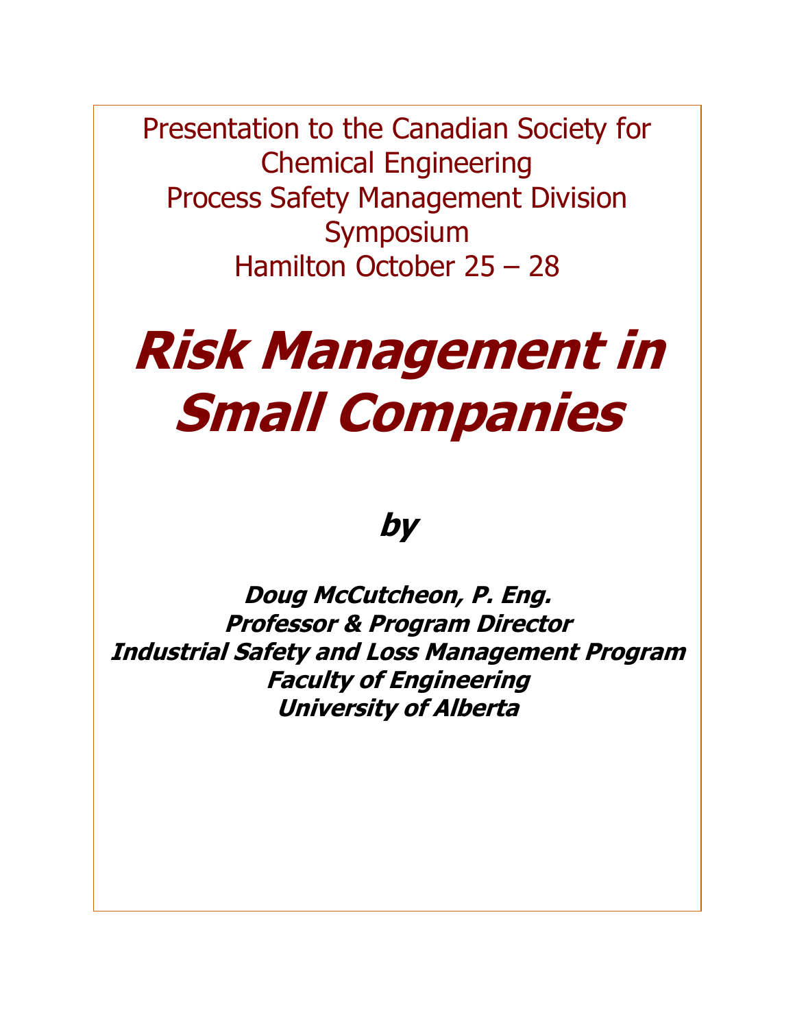Presentation to the Canadian Society for Chemical Engineering
Process Safety Management Division Symposium
Hamilton October 25 – 28

# *Risk Management in Small Companies*

***by***

***Doug McCutcheon, P. Eng.***
***Professor & Program Director***
***Industrial Safety and Loss Management Program***
***Faculty of Engineering***
***University of Alberta***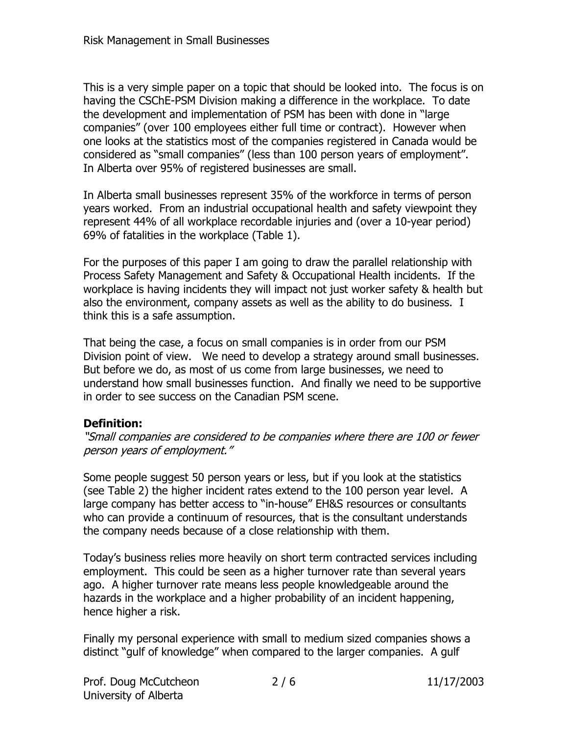This is a very simple paper on a topic that should be looked into. The focus is on having the CSChE-PSM Division making a difference in the workplace. To date the development and implementation of PSM has been with done in "large companies" (over 100 employees either full time or contract). However when one looks at the statistics most of the companies registered in Canada would be considered as "small companies" (less than 100 person years of employment". In Alberta over 95% of registered businesses are small.

In Alberta small businesses represent 35% of the workforce in terms of person years worked. From an industrial occupational health and safety viewpoint they represent 44% of all workplace recordable injuries and (over a 10-year period) 69% of fatalities in the workplace (Table 1).

For the purposes of this paper I am going to draw the parallel relationship with Process Safety Management and Safety & Occupational Health incidents. If the workplace is having incidents they will impact not just worker safety & health but also the environment, company assets as well as the ability to do business. I think this is a safe assumption.

That being the case, a focus on small companies is in order from our PSM Division point of view. We need to develop a strategy around small businesses. But before we do, as most of us come from large businesses, we need to understand how small businesses function. And finally we need to be supportive in order to see success on the Canadian PSM scene.

**Definition:**

*"Small companies are considered to be companies where there are 100 or fewer person years of employment."*

Some people suggest 50 person years or less, but if you look at the statistics (see Table 2) the higher incident rates extend to the 100 person year level. A large company has better access to "in-house" EH&S resources or consultants who can provide a continuum of resources, that is the consultant understands the company needs because of a close relationship with them.

Today's business relies more heavily on short term contracted services including employment. This could be seen as a higher turnover rate than several years ago. A higher turnover rate means less people knowledgeable around the hazards in the workplace and a higher probability of an incident happening, hence higher a risk.

Finally my personal experience with small to medium sized companies shows a distinct "gulf of knowledge" when compared to the larger companies. A gulf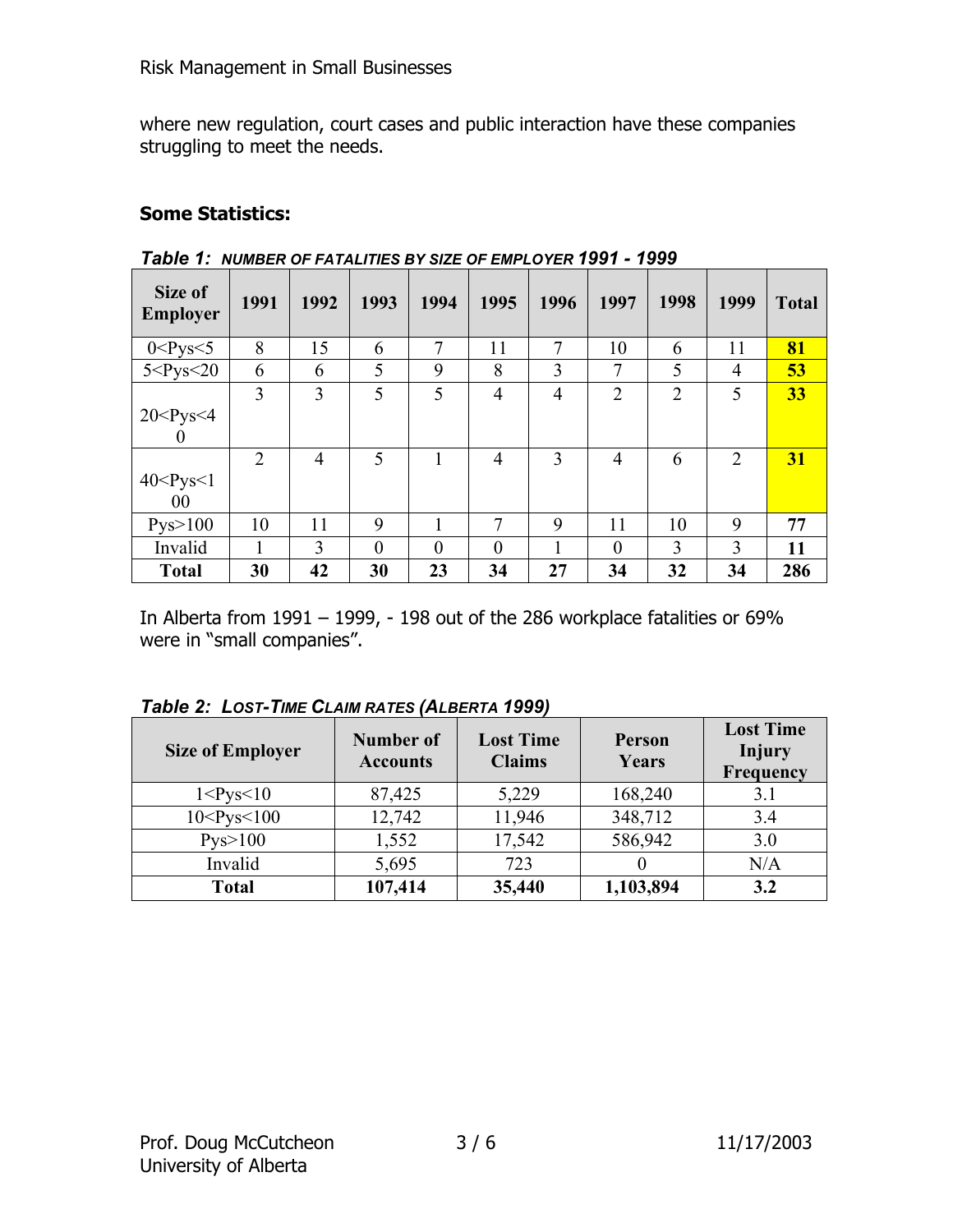where new regulation, court cases and public interaction have these companies struggling to meet the needs.

## Some Statistics:

***Table 1:** NUMBER OF FATALITIES BY SIZE OF EMPLOYER 1991 - 1999*

| Size of Employer | 1991 | 1992 | 1993 | 1994 | 1995 | 1996 | 1997 | 1998 | 1999 | Total |
|---|---|---|---|---|---|---|---|---|---|---|
| 0<Pys<5 | 8 | 15 | 6 | 7 | 11 | 7 | 10 | 6 | 11 | **81** |
| 5<Pys<20 | 6 | 6 | 5 | 9 | 8 | 3 | 7 | 5 | 4 | **53** |
| 20<Pys<40 | 3 | 3 | 5 | 5 | 4 | 4 | 2 | 2 | 5 | **33** |
| 40<Pys<100 | 2 | 4 | 5 | 1 | 4 | 3 | 4 | 6 | 2 | **31** |
| Pys>100 | 10 | 11 | 9 | 1 | 7 | 9 | 11 | 10 | 9 | **77** |
| Invalid | 1 | 3 | 0 | 0 | 0 | 1 | 0 | 3 | 3 | **11** |
| **Total** | **30** | **42** | **30** | **23** | **34** | **27** | **34** | **32** | **34** | **286** |

In Alberta from 1991 – 1999, - 198 out of the 286 workplace fatalities or 69% were in "small companies".

***Table 2:** LOST-TIME CLAIM RATES (ALBERTA 1999)*

| Size of Employer | Number of Accounts | Lost Time Claims | Person Years | Lost Time Injury Frequency |
|---|---|---|---|---|
| 1<Pys<10 | 87,425 | 5,229 | 168,240 | 3.1 |
| 10<Pys<100 | 12,742 | 11,946 | 348,712 | 3.4 |
| Pys>100 | 1,552 | 17,542 | 586,942 | 3.0 |
| Invalid | 5,695 | 723 | 0 | N/A |
| **Total** | **107,414** | **35,440** | **1,103,894** | **3.2** |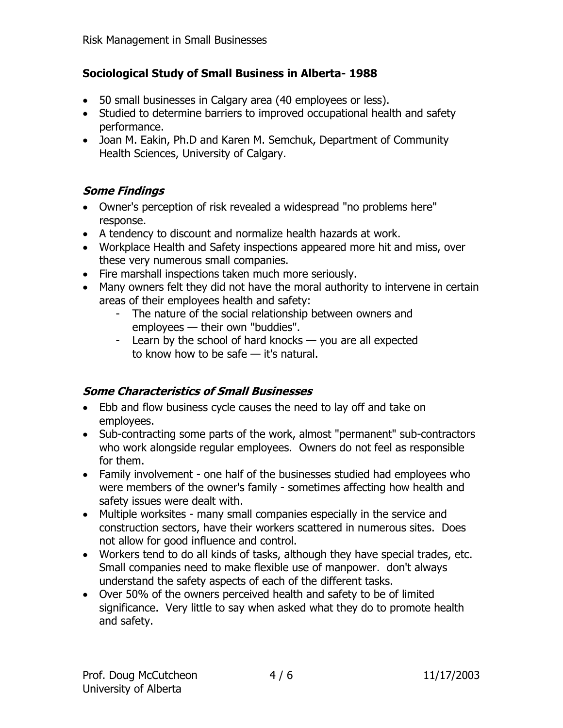## Sociological Study of Small Business in Alberta- 1988

- 50 small businesses in Calgary area (40 employees or less).
- Studied to determine barriers to improved occupational health and safety performance.
- Joan M. Eakin, Ph.D and Karen M. Semchuk, Department of Community Health Sciences, University of Calgary.

### *Some Findings*

- Owner's perception of risk revealed a widespread "no problems here" response.
- A tendency to discount and normalize health hazards at work.
- Workplace Health and Safety inspections appeared more hit and miss, over these very numerous small companies.
- Fire marshall inspections taken much more seriously.
- Many owners felt they did not have the moral authority to intervene in certain areas of their employees health and safety:
  - The nature of the social relationship between owners and employees — their own "buddies".
  - Learn by the school of hard knocks — you are all expected to know how to be safe — it's natural.

### *Some Characteristics of Small Businesses*

- Ebb and flow business cycle causes the need to lay off and take on employees.
- Sub-contracting some parts of the work, almost "permanent" sub-contractors who work alongside regular employees. Owners do not feel as responsible for them.
- Family involvement - one half of the businesses studied had employees who were members of the owner's family - sometimes affecting how health and safety issues were dealt with.
- Multiple worksites - many small companies especially in the service and construction sectors, have their workers scattered in numerous sites. Does not allow for good influence and control.
- Workers tend to do all kinds of tasks, although they have special trades, etc. Small companies need to make flexible use of manpower. don't always understand the safety aspects of each of the different tasks.
- Over 50% of the owners perceived health and safety to be of limited significance. Very little to say when asked what they do to promote health and safety.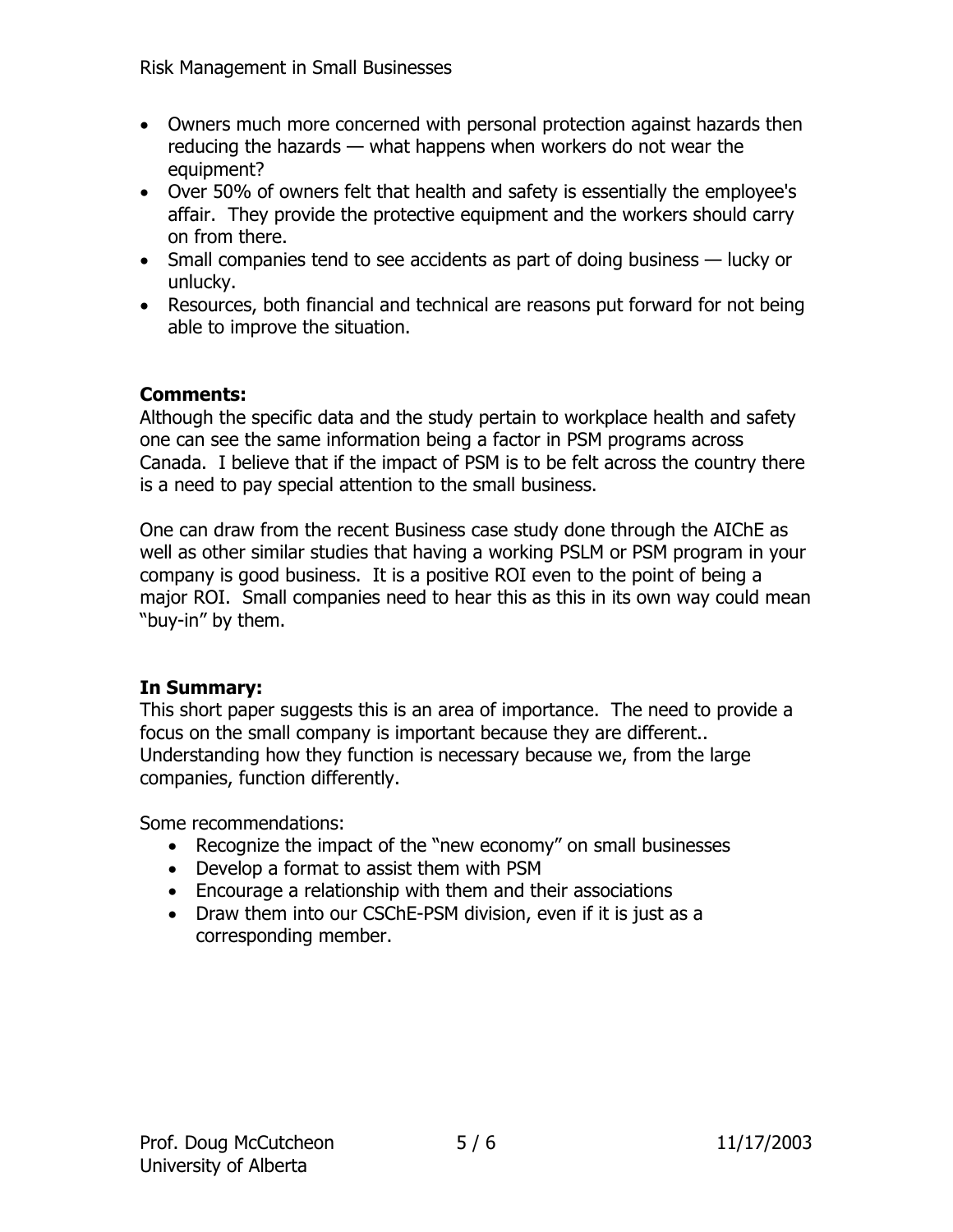- Owners much more concerned with personal protection against hazards then reducing the hazards — what happens when workers do not wear the equipment?
- Over 50% of owners felt that health and safety is essentially the employee's affair. They provide the protective equipment and the workers should carry on from there.
- Small companies tend to see accidents as part of doing business — lucky or unlucky.
- Resources, both financial and technical are reasons put forward for not being able to improve the situation.

**Comments:**

Although the specific data and the study pertain to workplace health and safety one can see the same information being a factor in PSM programs across Canada. I believe that if the impact of PSM is to be felt across the country there is a need to pay special attention to the small business.

One can draw from the recent Business case study done through the AIChE as well as other similar studies that having a working PSLM or PSM program in your company is good business. It is a positive ROI even to the point of being a major ROI. Small companies need to hear this as this in its own way could mean "buy-in" by them.

**In Summary:**

This short paper suggests this is an area of importance. The need to provide a focus on the small company is important because they are different.. Understanding how they function is necessary because we, from the large companies, function differently.

Some recommendations:

- Recognize the impact of the "new economy" on small businesses
- Develop a format to assist them with PSM
- Encourage a relationship with them and their associations
- Draw them into our CSChE-PSM division, even if it is just as a corresponding member.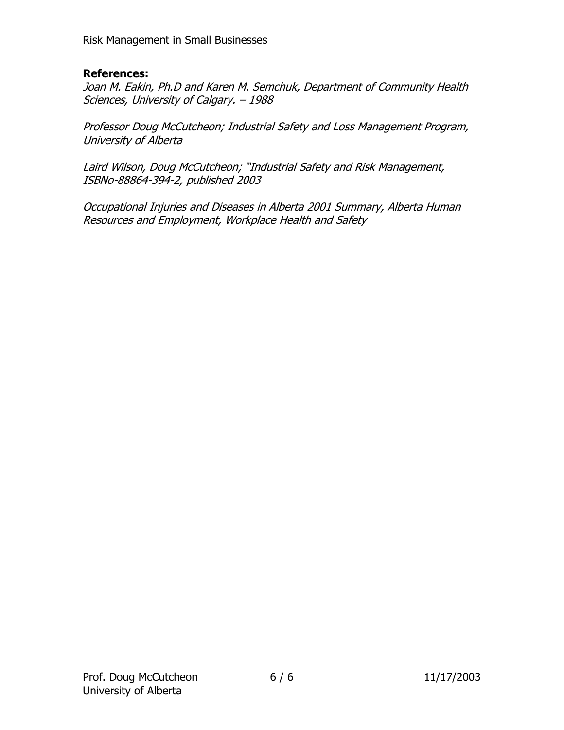**References:**

*Joan M. Eakin, Ph.D and Karen M. Semchuk, Department of Community Health Sciences, University of Calgary. – 1988*

*Professor Doug McCutcheon; Industrial Safety and Loss Management Program, University of Alberta*

*Laird Wilson, Doug McCutcheon; "Industrial Safety and Risk Management, ISBNo-88864-394-2, published 2003*

*Occupational Injuries and Diseases in Alberta 2001 Summary, Alberta Human Resources and Employment, Workplace Health and Safety*